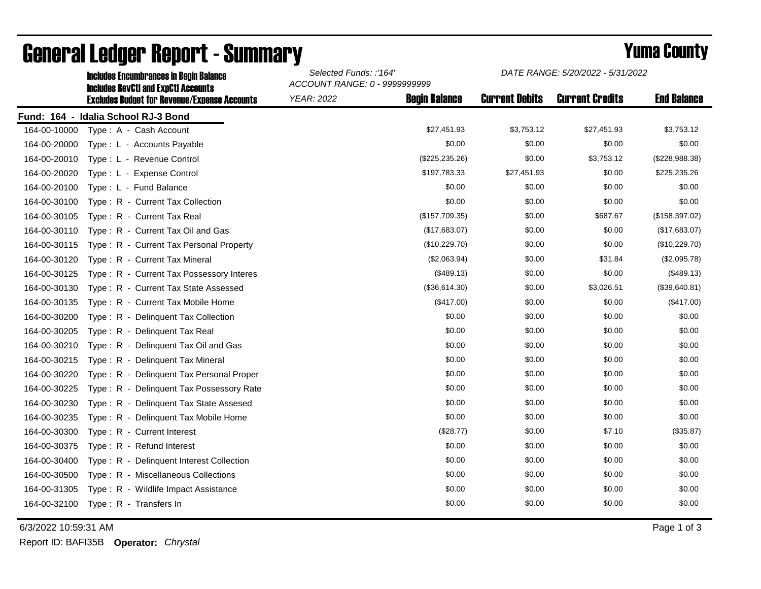# General Ledger Report - Summary

## Yuma County

**Includes Encumbrances in Begin Balance**
**Includes RevCtl and ExpCtl Accounts**
**Excludes Budget for Revenue/Expense Accounts**

*Selected Funds: :'164'*
*ACCOUNT RANGE: 0 - 9999999999*
*YEAR: 2022*

*DATE RANGE: 5/20/2022 - 5/31/2022*

**Fund: 164 - Idalia School RJ-3 Bond**

| Account | Description | Begin Balance | Current Debits | Current Credits | End Balance |
|---|---|---|---|---|---|
| 164-00-10000 | Type : A - Cash Account | $27,451.93 | $3,753.12 | $27,451.93 | $3,753.12 |
| 164-00-20000 | Type : L - Accounts Payable | $0.00 | $0.00 | $0.00 | $0.00 |
| 164-00-20010 | Type : L - Revenue Control | ($225,235.26) | $0.00 | $3,753.12 | ($228,988.38) |
| 164-00-20020 | Type : L - Expense Control | $197,783.33 | $27,451.93 | $0.00 | $225,235.26 |
| 164-00-20100 | Type : L - Fund Balance | $0.00 | $0.00 | $0.00 | $0.00 |
| 164-00-30100 | Type : R - Current Tax Collection | $0.00 | $0.00 | $0.00 | $0.00 |
| 164-00-30105 | Type : R - Current Tax Real | ($157,709.35) | $0.00 | $687.67 | ($158,397.02) |
| 164-00-30110 | Type : R - Current Tax Oil and Gas | ($17,683.07) | $0.00 | $0.00 | ($17,683.07) |
| 164-00-30115 | Type : R - Current Tax Personal Property | ($10,229.70) | $0.00 | $0.00 | ($10,229.70) |
| 164-00-30120 | Type : R - Current Tax Mineral | ($2,063.94) | $0.00 | $31.84 | ($2,095.78) |
| 164-00-30125 | Type : R - Current Tax Possessory Interes | ($489.13) | $0.00 | $0.00 | ($489.13) |
| 164-00-30130 | Type : R - Current Tax State Assessed | ($36,614.30) | $0.00 | $3,026.51 | ($39,640.81) |
| 164-00-30135 | Type : R - Current Tax Mobile Home | ($417.00) | $0.00 | $0.00 | ($417.00) |
| 164-00-30200 | Type : R - Delinquent Tax Collection | $0.00 | $0.00 | $0.00 | $0.00 |
| 164-00-30205 | Type : R - Delinquent Tax Real | $0.00 | $0.00 | $0.00 | $0.00 |
| 164-00-30210 | Type : R - Delinquent Tax Oil and Gas | $0.00 | $0.00 | $0.00 | $0.00 |
| 164-00-30215 | Type : R - Delinquent Tax Mineral | $0.00 | $0.00 | $0.00 | $0.00 |
| 164-00-30220 | Type : R - Delinquent Tax Personal Proper | $0.00 | $0.00 | $0.00 | $0.00 |
| 164-00-30225 | Type : R - Delinquent Tax Possessory Rate | $0.00 | $0.00 | $0.00 | $0.00 |
| 164-00-30230 | Type : R - Delinquent Tax State Assesed | $0.00 | $0.00 | $0.00 | $0.00 |
| 164-00-30235 | Type : R - Delinquent Tax Mobile Home | $0.00 | $0.00 | $0.00 | $0.00 |
| 164-00-30300 | Type : R - Current Interest | ($28.77) | $0.00 | $7.10 | ($35.87) |
| 164-00-30375 | Type : R - Refund Interest | $0.00 | $0.00 | $0.00 | $0.00 |
| 164-00-30400 | Type : R - Delinquent Interest Collection | $0.00 | $0.00 | $0.00 | $0.00 |
| 164-00-30500 | Type : R - Miscellaneous Collections | $0.00 | $0.00 | $0.00 | $0.00 |
| 164-00-31305 | Type : R - Wildlife Impact Assistance | $0.00 | $0.00 | $0.00 | $0.00 |
| 164-00-32100 | Type : R - Transfers In | $0.00 | $0.00 | $0.00 | $0.00 |

6/3/2022 10:59:31 AM

Report ID: BAFI35B **Operator:** *Chrystal*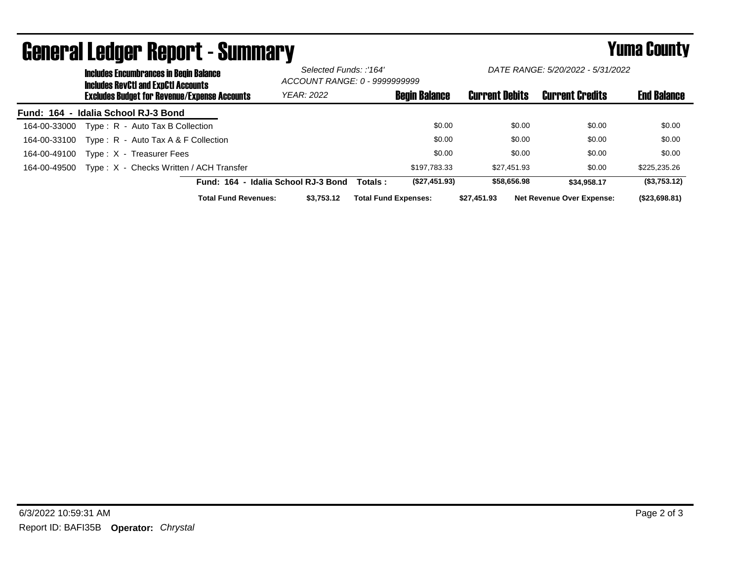# General Ledger Report - Summary

## Yuma County

**Includes Encumbrances in Begin Balance**
**Includes RevCtl and ExpCtl Accounts**
**Excludes Budget for Revenue/Expense Accounts**

*Selected Funds: :'164'*
*ACCOUNT RANGE: 0 - 9999999999*
*YEAR: 2022*

*DATE RANGE: 5/20/2022 - 5/31/2022*

| | | Begin Balance | Current Debits | Current Credits | End Balance |
|---|---|---|---|---|---|
| **Fund: 164 - Idalia School RJ-3 Bond** | | | | | |
| 164-00-33000 | Type : R - Auto Tax B Collection | $0.00 | $0.00 | $0.00 | $0.00 |
| 164-00-33100 | Type : R - Auto Tax A & F Collection | $0.00 | $0.00 | $0.00 | $0.00 |
| 164-00-49100 | Type : X - Treasurer Fees | $0.00 | $0.00 | $0.00 | $0.00 |
| 164-00-49500 | Type : X - Checks Written / ACH Transfer | $197,783.33 | $27,451.93 | $0.00 | $225,235.26 |
| | **Fund: 164 - Idalia School RJ-3 Bond Totals :** | **($27,451.93)** | **$58,656.98** | **$34,958.17** | **($3,753.12)** |

**Total Fund Revenues:** **$3,753.12** **Total Fund Expenses:** **$27,451.93** **Net Revenue Over Expense:** **($23,698.81)**

6/3/2022 10:59:31 AM

Report ID: BAFI35B **Operator:** *Chrystal*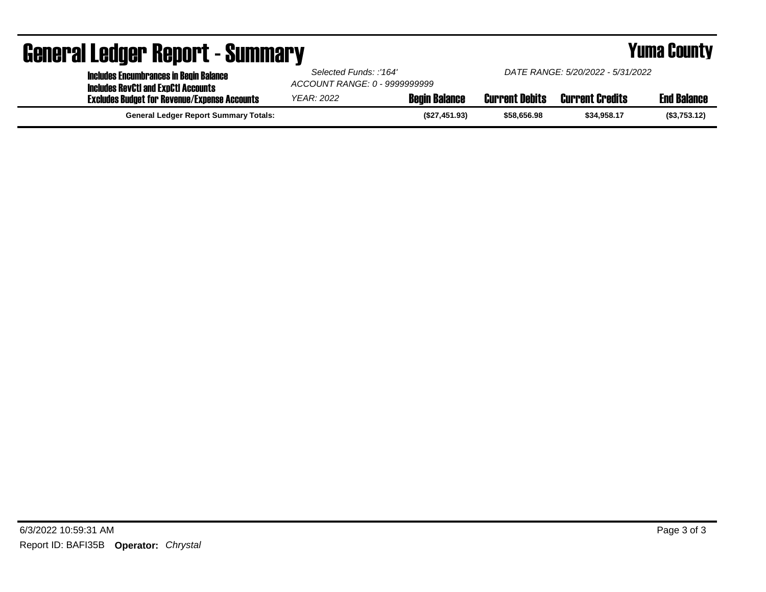# General Ledger Report - Summary

**Yuma County**

**Includes Encumbrances in Begin Balance**
**Includes RevCtl and ExpCtl Accounts**
**Excludes Budget for Revenue/Expense Accounts**

*Selected Funds: :'164'*
*ACCOUNT RANGE: 0 - 9999999999*
*YEAR: 2022*

*DATE RANGE: 5/20/2022 - 5/31/2022*

| | Begin Balance | Current Debits | Current Credits | End Balance |
|---|---|---|---|---|
| **General Ledger Report Summary Totals:** | **($27,451.93)** | **$58,656.98** | **$34,958.17** | **($3,753.12)** |

6/3/2022 10:59:31 AM

Report ID: BAFI35B **Operator:** *Chrystal*